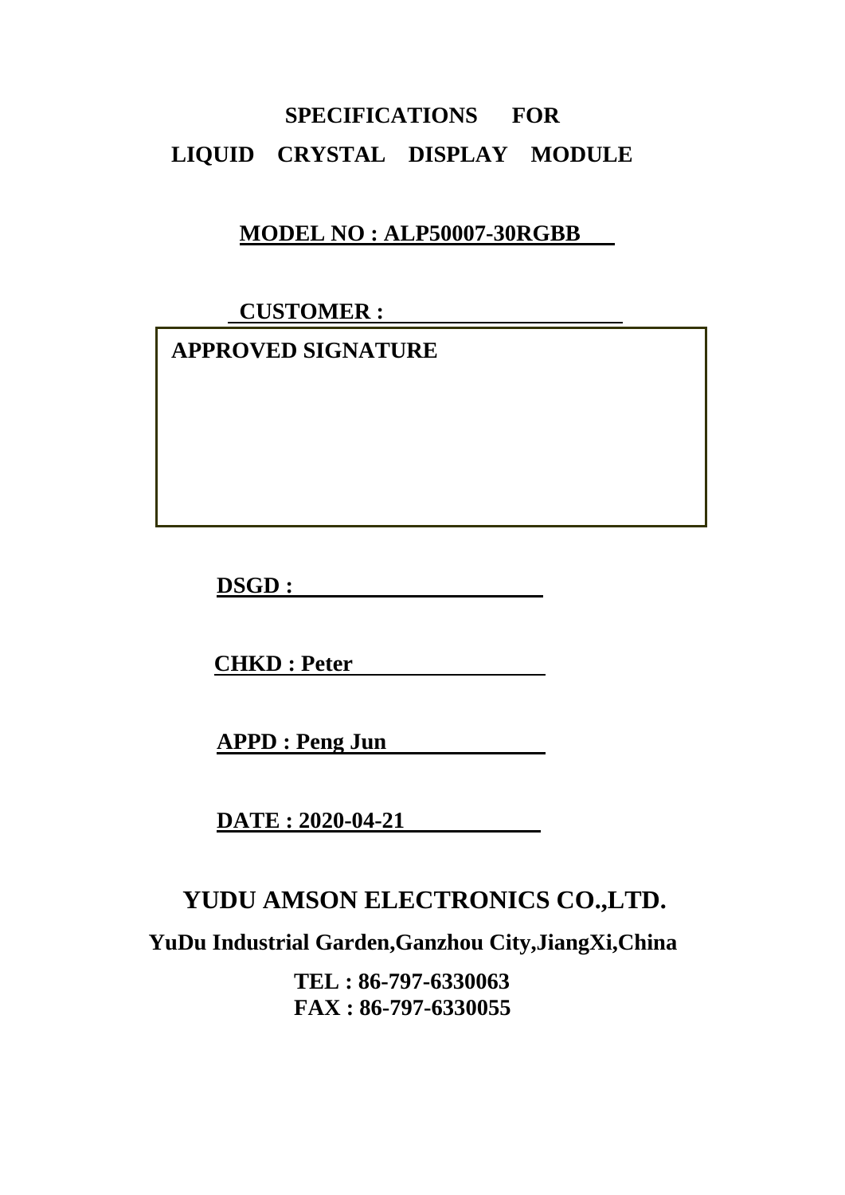# SPECIFICATIONS FOR

# LIQUID CRYSTAL DISPLAY MODULE

**MODEL NO : ALP50007-30RGBB**

**CUSTOMER :**

| APPROVED SIGNATURE |
| --- |
| |

**DSGD :**

**CHKD : Peter**

**APPD : Peng Jun**

**DATE : 2020-04-21**

## YUDU AMSON ELECTRONICS CO.,LTD.

**YuDu Industrial Garden,Ganzhou City,JiangXi,China**

**TEL : 86-797-6330063**
**FAX : 86-797-6330055**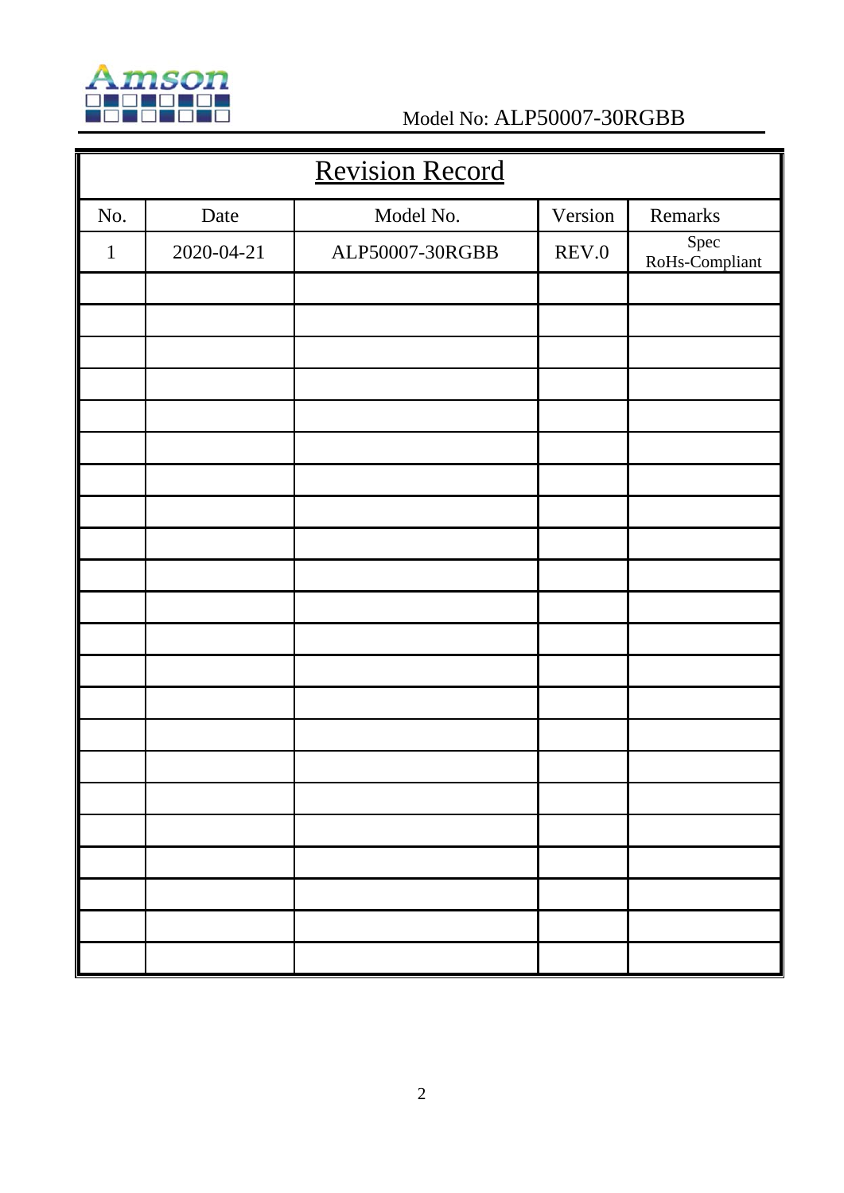Model No: ALP50007-30RGBB

# Revision Record

| No. | Date | Model No. | Version | Remarks |
|---|---|---|---|---|
| 1 | 2020-04-21 | ALP50007-30RGBB | REV.0 | Spec RoHs-Compliant |
| | | | | |
| | | | | |
| | | | | |
| | | | | |
| | | | | |
| | | | | |
| | | | | |
| | | | | |
| | | | | |
| | | | | |
| | | | | |
| | | | | |
| | | | | |
| | | | | |
| | | | | |
| | | | | |
| | | | | |
| | | | | |
| | | | | |
| | | | | |
| | | | | |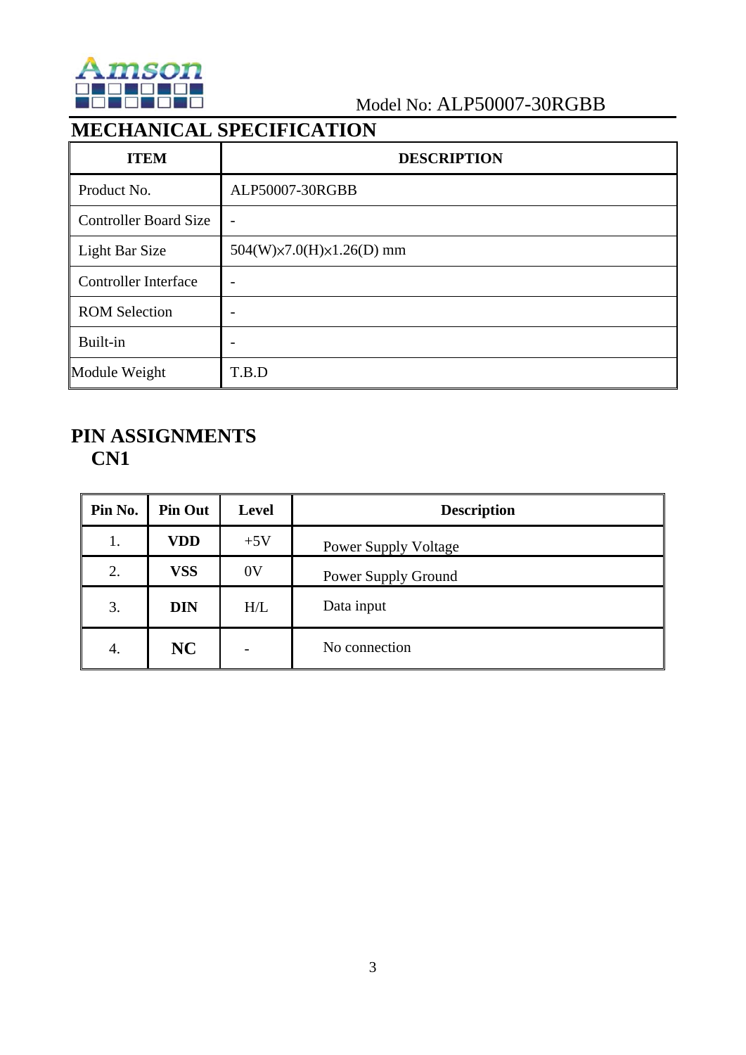# MECHANICAL SPECIFICATION

| ITEM | DESCRIPTION |
|---|---|
| Product No. | ALP50007-30RGBB |
| Controller Board Size | - |
| Light Bar Size | 504(W)×7.0(H)×1.26(D) mm |
| Controller Interface | - |
| ROM Selection | - |
| Built-in | - |
| Module Weight | T.B.D |

# PIN ASSIGNMENTS

## CN1

| Pin No. | Pin Out | Level | Description |
|---|---|---|---|
| 1. | **VDD** | +5V | Power Supply Voltage |
| 2. | **VSS** | 0V | Power Supply Ground |
| 3. | **DIN** | H/L | Data input |
| 4. | **NC** | - | No connection |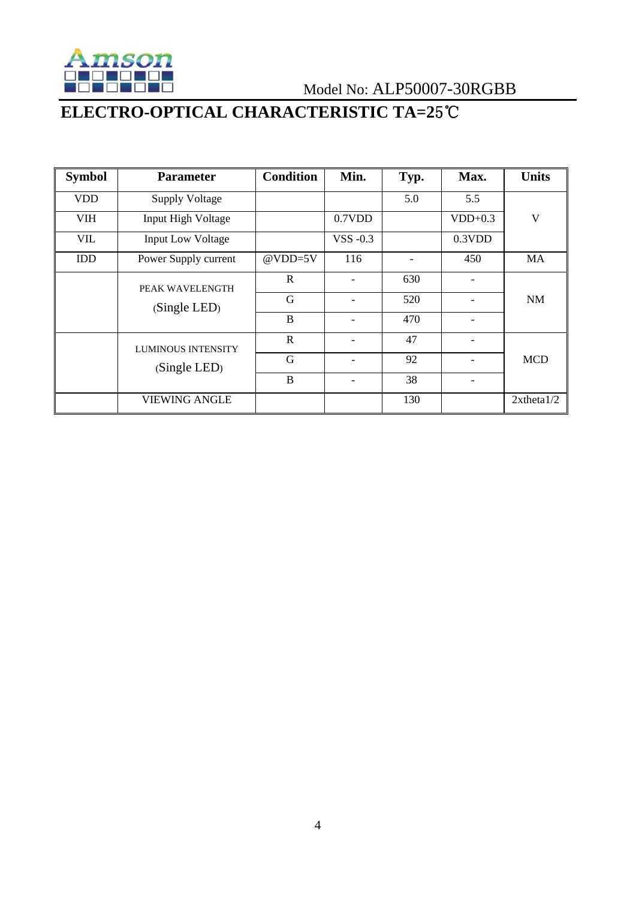Model No: ALP50007-30RGBB

# ELECTRO-OPTICAL CHARACTERISTIC TA=25℃

| Symbol | Parameter | Condition | Min. | Typ. | Max. | Units |
|---|---|---|---|---|---|---|
| VDD | Supply Voltage | | | 5.0 | 5.5 | V |
| VIH | Input High Voltage | | 0.7VDD | | VDD+0.3 | |
| VIL | Input Low Voltage | | VSS -0.3 | | 0.3VDD | |
| IDD | Power Supply current | @VDD=5V | 116 | - | 450 | MA |
| | PEAK WAVELENGTH (Single LED) | R | - | 630 | - | NM |
| | | G | - | 520 | - | |
| | | B | - | 470 | - | |
| | LUMINOUS INTENSITY (Single LED) | R | - | 47 | - | MCD |
| | | G | - | 92 | - | |
| | | B | - | 38 | - | |
| | VIEWING ANGLE | | | 130 | | 2xtheta1/2 |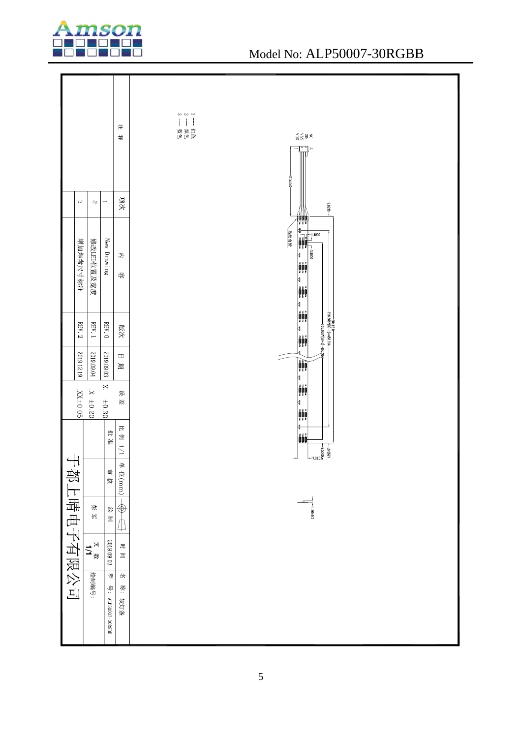Model No: ALP50007-30RGBB

1 — 红色
2 — 黑色
3 — 蓝色

NC
DIN
VSS
VDD

473±5.0

9.8333

热熔套管

1.4000

3.500

500±5.0

P16.6667*(30-1)=483.334

P16.6667*(30-1)=483.334

10.6027

2.500

7.210

1.38±0.2

| 项次 | 内　容 | 版次 | 日　期 | 误　差 |
| --- | --- | --- | --- | --- |
| 1 | New Drawing | REV.0 | 2019.09.03 | X.　±0.30 |
| 2 | 修改LED位置及宽度 | REV.1 | 2019.09.04 | .X　±0.20 |
| 3 | 增加焊盘尺寸标注 | REV.2 | 2019.12.19 | .XX±0.05 |

注　释

| 比 例 1/1 | 单 位(mm) | | 时　间 | 名　称：软灯条 |
| --- | --- | --- | --- | --- |
| 批　准 | 审　核 | 绘　制 | 2019.09.03 | 型　号：ALP50007-30RGBB |
| | | 彭军 | 页　数 1/1 | 绘制编号： |

于都上晴电子有限公司